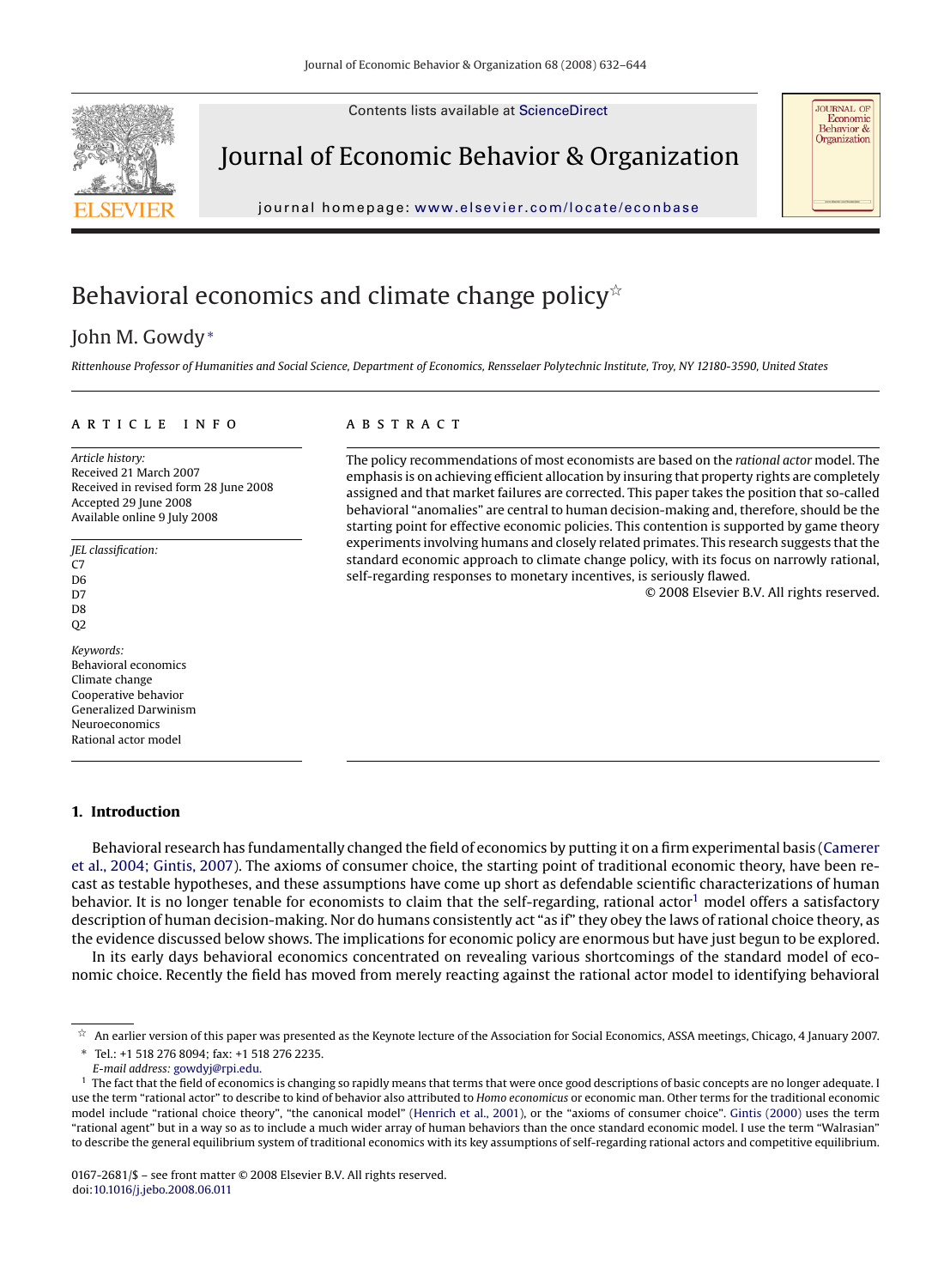# Behavioral economics and climate change policy☆

John M. Gowdy*

*Rittenhouse Professor of Humanities and Social Science, Department of Economics, Rensselaer Polytechnic Institute, Troy, NY 12180-3590, United States*

---

**ARTICLE INFO**

*Article history:*
Received 21 March 2007
Received in revised form 28 June 2008
Accepted 29 June 2008
Available online 9 July 2008

*JEL classification:*
C7
D6
D7
D8
Q2

*Keywords:*
Behavioral economics
Climate change
Cooperative behavior
Generalized Darwinism
Neuroeconomics
Rational actor model

**ABSTRACT**

The policy recommendations of most economists are based on the *rational actor* model. The emphasis is on achieving efficient allocation by insuring that property rights are completely assigned and that market failures are corrected. This paper takes the position that so-called behavioral "anomalies" are central to human decision-making and, therefore, should be the starting point for effective economic policies. This contention is supported by game theory experiments involving humans and closely related primates. This research suggests that the standard economic approach to climate change policy, with its focus on narrowly rational, self-regarding responses to monetary incentives, is seriously flawed.

© 2008 Elsevier B.V. All rights reserved.

---

## 1. Introduction

Behavioral research has fundamentally changed the field of economics by putting it on a firm experimental basis (Camerer et al., 2004; Gintis, 2007). The axioms of consumer choice, the starting point of traditional economic theory, have been recast as testable hypotheses, and these assumptions have come up short as defendable scientific characterizations of human behavior. It is no longer tenable for economists to claim that the self-regarding, rational actor[1] model offers a satisfactory description of human decision-making. Nor do humans consistently act "as if" they obey the laws of rational choice theory, as the evidence discussed below shows. The implications for economic policy are enormous but have just begun to be explored.

In its early days behavioral economics concentrated on revealing various shortcomings of the standard model of economic choice. Recently the field has moved from merely reacting against the rational actor model to identifying behavioral

---

☆ An earlier version of this paper was presented as the Keynote lecture of the Association for Social Economics, ASSA meetings, Chicago, 4 January 2007.

\* Tel.: +1 518 276 8094; fax: +1 518 276 2235.
*E-mail address:* gowdyj@rpi.edu.

[1] The fact that the field of economics is changing so rapidly means that terms that were once good descriptions of basic concepts are no longer adequate. I use the term "rational actor" to describe to kind of behavior also attributed to *Homo economicus* or economic man. Other terms for the traditional economic model include "rational choice theory", "the canonical model" (Henrich et al., 2001), or the "axioms of consumer choice". Gintis (2000) uses the term "rational agent" but in a way so as to include a much wider array of human behaviors than the once standard economic model. I use the term "Walrasian" to describe the general equilibrium system of traditional economics with its key assumptions of self-regarding rational actors and competitive equilibrium.

0167-2681/$ – see front matter © 2008 Elsevier B.V. All rights reserved.
doi:10.1016/j.jebo.2008.06.011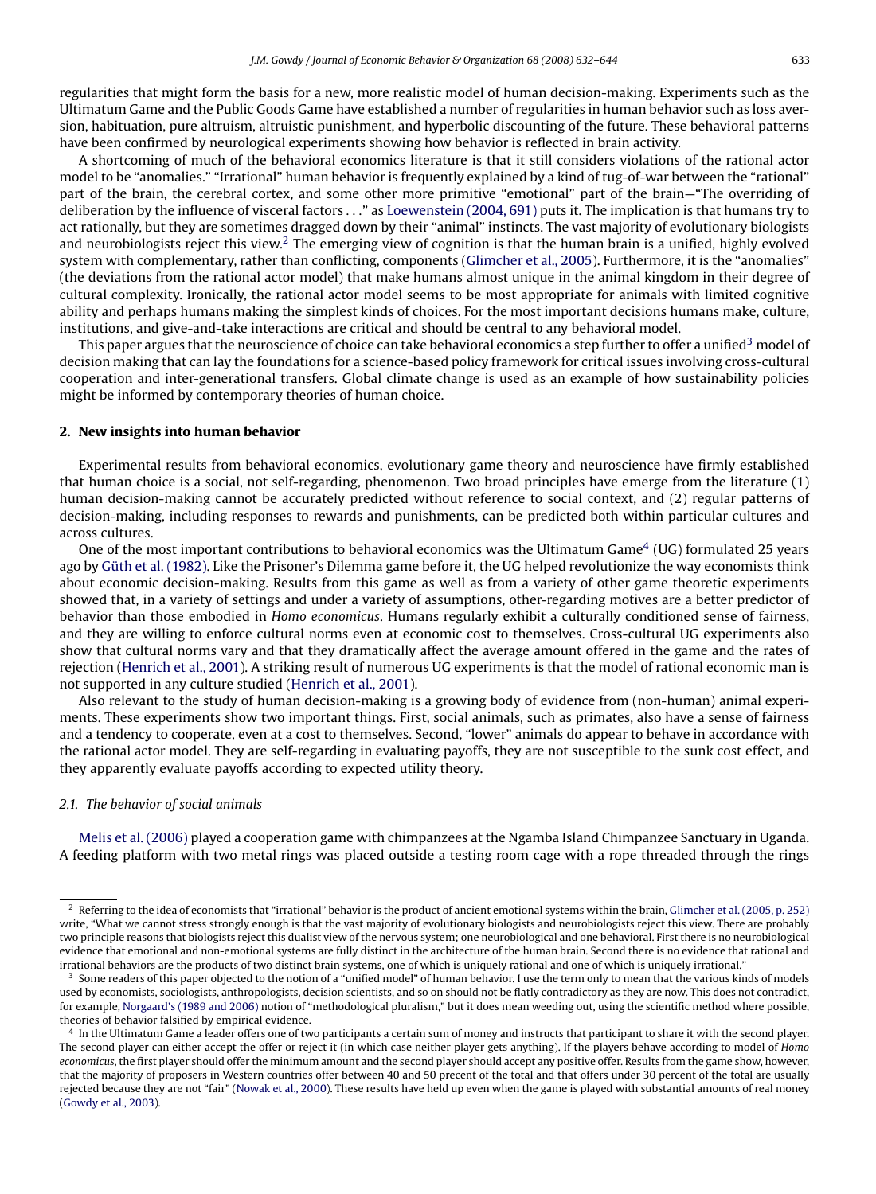regularities that might form the basis for a new, more realistic model of human decision-making. Experiments such as the Ultimatum Game and the Public Goods Game have established a number of regularities in human behavior such as loss aversion, habituation, pure altruism, altruistic punishment, and hyperbolic discounting of the future. These behavioral patterns have been confirmed by neurological experiments showing how behavior is reflected in brain activity.

A shortcoming of much of the behavioral economics literature is that it still considers violations of the rational actor model to be "anomalies." "Irrational" human behavior is frequently explained by a kind of tug-of-war between the "rational" part of the brain, the cerebral cortex, and some other more primitive "emotional" part of the brain—"The overriding of deliberation by the influence of visceral factors . . ." as Loewenstein (2004, 691) puts it. The implication is that humans try to act rationally, but they are sometimes dragged down by their "animal" instincts. The vast majority of evolutionary biologists and neurobiologists reject this view.[2] The emerging view of cognition is that the human brain is a unified, highly evolved system with complementary, rather than conflicting, components (Glimcher et al., 2005). Furthermore, it is the "anomalies" (the deviations from the rational actor model) that make humans almost unique in the animal kingdom in their degree of cultural complexity. Ironically, the rational actor model seems to be most appropriate for animals with limited cognitive ability and perhaps humans making the simplest kinds of choices. For the most important decisions humans make, culture, institutions, and give-and-take interactions are critical and should be central to any behavioral model.

This paper argues that the neuroscience of choice can take behavioral economics a step further to offer a unified[3] model of decision making that can lay the foundations for a science-based policy framework for critical issues involving cross-cultural cooperation and inter-generational transfers. Global climate change is used as an example of how sustainability policies might be informed by contemporary theories of human choice.

## 2. New insights into human behavior

Experimental results from behavioral economics, evolutionary game theory and neuroscience have firmly established that human choice is a social, not self-regarding, phenomenon. Two broad principles have emerge from the literature (1) human decision-making cannot be accurately predicted without reference to social context, and (2) regular patterns of decision-making, including responses to rewards and punishments, can be predicted both within particular cultures and across cultures.

One of the most important contributions to behavioral economics was the Ultimatum Game[4] (UG) formulated 25 years ago by Güth et al. (1982). Like the Prisoner's Dilemma game before it, the UG helped revolutionize the way economists think about economic decision-making. Results from this game as well as from a variety of other game theoretic experiments showed that, in a variety of settings and under a variety of assumptions, other-regarding motives are a better predictor of behavior than those embodied in *Homo economicus*. Humans regularly exhibit a culturally conditioned sense of fairness, and they are willing to enforce cultural norms even at economic cost to themselves. Cross-cultural UG experiments also show that cultural norms vary and that they dramatically affect the average amount offered in the game and the rates of rejection (Henrich et al., 2001). A striking result of numerous UG experiments is that the model of rational economic man is not supported in any culture studied (Henrich et al., 2001).

Also relevant to the study of human decision-making is a growing body of evidence from (non-human) animal experiments. These experiments show two important things. First, social animals, such as primates, also have a sense of fairness and a tendency to cooperate, even at a cost to themselves. Second, "lower" animals do appear to behave in accordance with the rational actor model. They are self-regarding in evaluating payoffs, they are not susceptible to the sunk cost effect, and they apparently evaluate payoffs according to expected utility theory.

### *2.1. The behavior of social animals*

Melis et al. (2006) played a cooperation game with chimpanzees at the Ngamba Island Chimpanzee Sanctuary in Uganda. A feeding platform with two metal rings was placed outside a testing room cage with a rope threaded through the rings

---

[2] Referring to the idea of economists that "irrational" behavior is the product of ancient emotional systems within the brain, Glimcher et al. (2005, p. 252) write, "What we cannot stress strongly enough is that the vast majority of evolutionary biologists and neurobiologists reject this view. There are probably two principle reasons that biologists reject this dualist view of the nervous system; one neurobiological and one behavioral. First there is no neurobiological evidence that emotional and non-emotional systems are fully distinct in the architecture of the human brain. Second there is no evidence that rational and irrational behaviors are the products of two distinct brain systems, one of which is uniquely rational and one of which is uniquely irrational."

[3] Some readers of this paper objected to the notion of a "unified model" of human behavior. I use the term only to mean that the various kinds of models used by economists, sociologists, anthropologists, decision scientists, and so on should not be flatly contradictory as they are now. This does not contradict, for example, Norgaard's (1989 and 2006) notion of "methodological pluralism," but it does mean weeding out, using the scientific method where possible, theories of behavior falsified by empirical evidence.

[4] In the Ultimatum Game a leader offers one of two participants a certain sum of money and instructs that participant to share it with the second player. The second player can either accept the offer or reject it (in which case neither player gets anything). If the players behave according to model of *Homo economicus*, the first player should offer the minimum amount and the second player should accept any positive offer. Results from the game show, however, that the majority of proposers in Western countries offer between 40 and 50 precent of the total and that offers under 30 percent of the total are usually rejected because they are not "fair" (Nowak et al., 2000). These results have held up even when the game is played with substantial amounts of real money (Gowdy et al., 2003).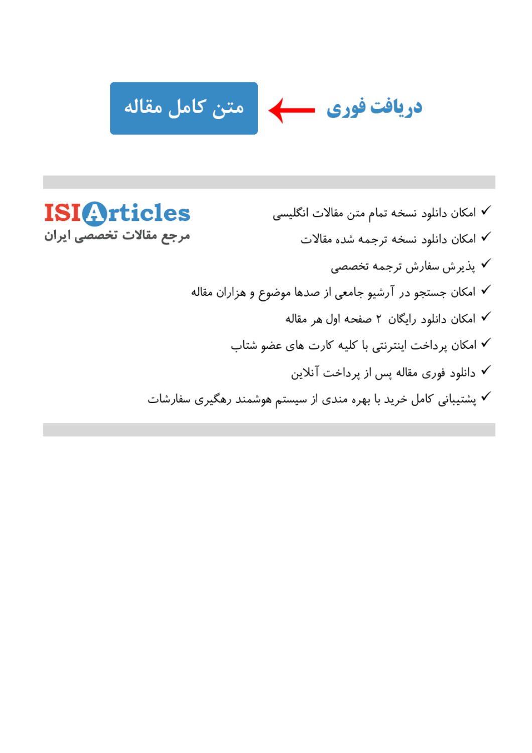دریافت فوری ← متن کامل مقاله

ISIArticles
مرجع مقالات تخصصی ایران

- ✓ امکان دانلود نسخه تمام متن مقالات انگلیسی
- ✓ امکان دانلود نسخه ترجمه شده مقالات
- ✓ پذیرش سفارش ترجمه تخصصی
- ✓ امکان جستجو در آرشیو جامعی از صدها موضوع و هزاران مقاله
- ✓ امکان دانلود رایگان ۲ صفحه اول هر مقاله
- ✓ امکان پرداخت اینترنتی با کلیه کارت های عضو شتاب
- ✓ دانلود فوری مقاله پس از پرداخت آنلاین
- ✓ پشتیبانی کامل خرید با بهره مندی از سیستم هوشمند رهگیری سفارشات